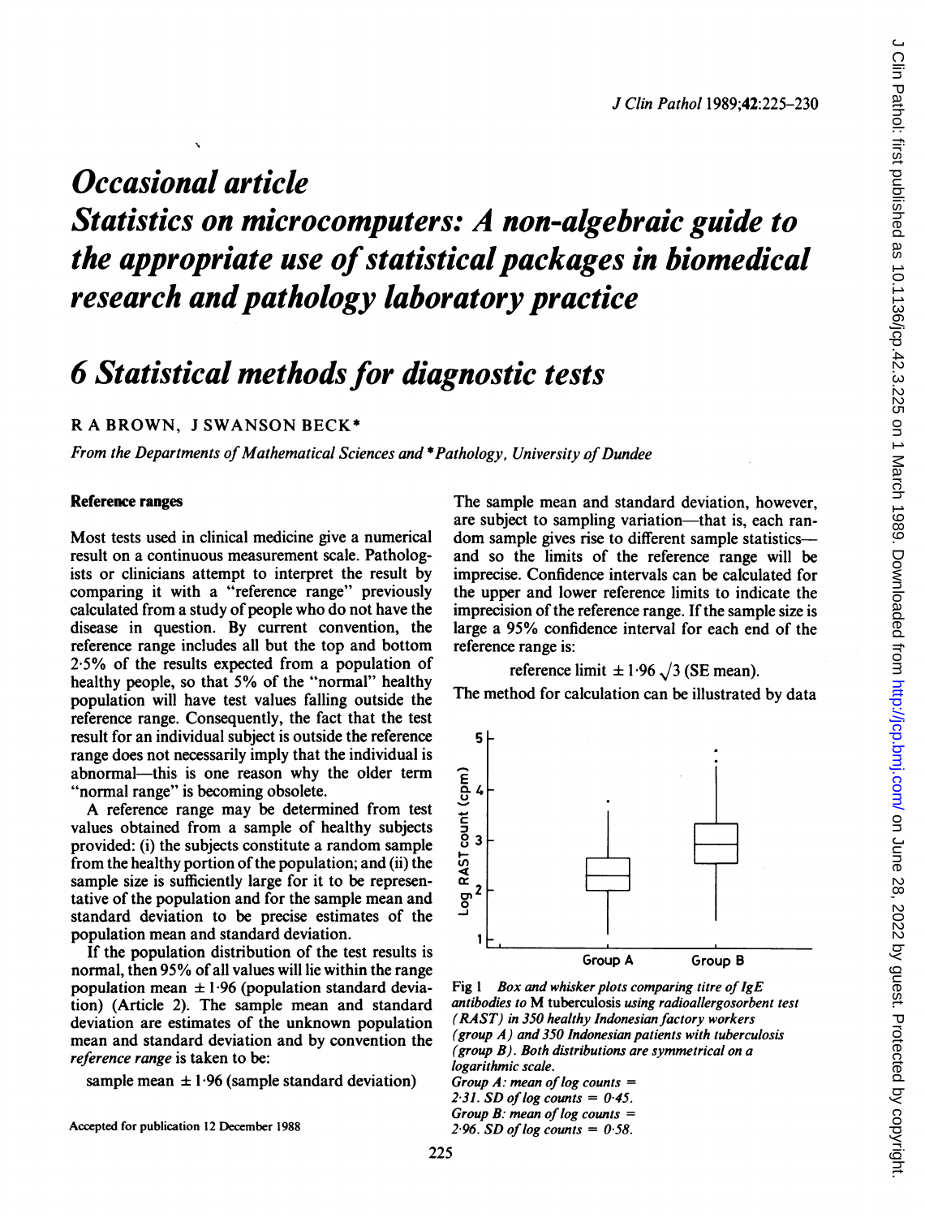# *Occasional article*

# *Statistics on microcomputers: A non-algebraic guide to the appropriate use of statistical packages in biomedical research and pathology laboratory practice*

## *6 Statistical methods for diagnostic tests*

R A BROWN, J SWANSON BECK*

*From the Departments of Mathematical Sciences and *Pathology, University of Dundee*

### Reference ranges

Most tests used in clinical medicine give a numerical result on a continuous measurement scale. Pathologists or clinicians attempt to interpret the result by comparing it with a "reference range" previously calculated from a study of people who do not have the disease in question. By current convention, the reference range includes all but the top and bottom 2·5% of the results expected from a population of healthy people, so that 5% of the "normal" healthy population will have test values falling outside the reference range. Consequently, the fact that the test result for an individual subject is outside the reference range does not necessarily imply that the individual is abnormal—this is one reason why the older term "normal range" is becoming obsolete.

A reference range may be determined from test values obtained from a sample of healthy subjects provided: (i) the subjects constitute a random sample from the healthy portion of the population; and (ii) the sample size is sufficiently large for it to be representative of the population and for the sample mean and standard deviation to be precise estimates of the population mean and standard deviation.

If the population distribution of the test results is normal, then 95% of all values will lie within the range population mean ± 1·96 (population standard deviation) (Article 2). The sample mean and standard deviation are estimates of the unknown population mean and standard deviation and by convention the *reference range* is taken to be:

sample mean ± 1·96 (sample standard deviation)

The sample mean and standard deviation, however, are subject to sampling variation—that is, each random sample gives rise to different sample statistics—and so the limits of the reference range will be imprecise. Confidence intervals can be calculated for the upper and lower reference limits to indicate the imprecision of the reference range. If the sample size is large a 95% confidence interval for each end of the reference range is:

$$\text{reference limit} \pm 1{\cdot}96\sqrt{3}\ (\text{SE mean}).$$

The method for calculation can be illustrated by data

Fig 1 *Box and whisker plots comparing titre of IgE antibodies to* M tuberculosis *using radioallergosorbent test (RAST) in 350 healthy Indonesian factory workers (group A) and 350 Indonesian patients with tuberculosis (group B). Both distributions are symmetrical on a logarithmic scale.*
*Group A: mean of log counts = 2·31. SD of log counts = 0·45.*
*Group B: mean of log counts = 2·96. SD of log counts = 0·58.*

Accepted for publication 12 December 1988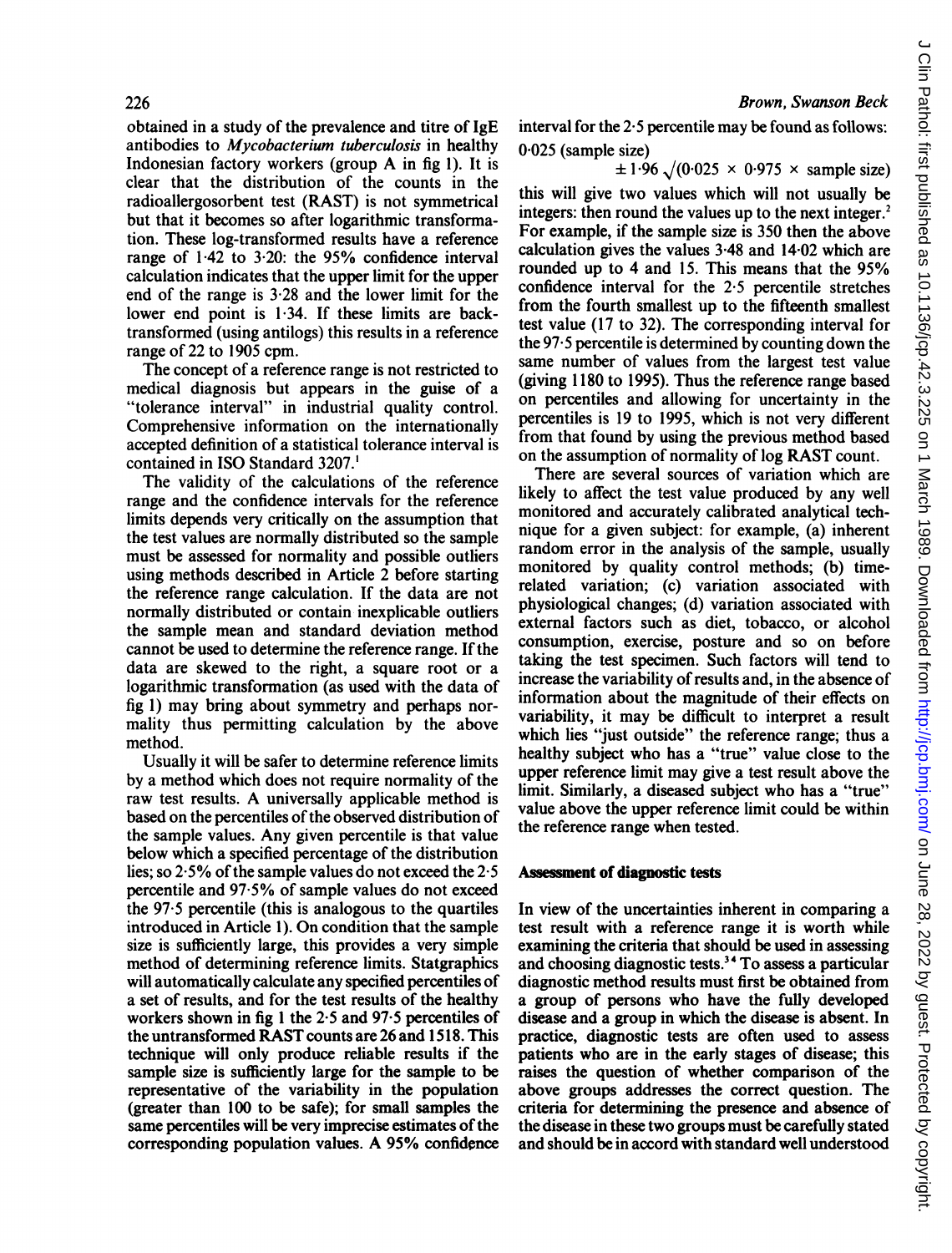obtained in a study of the prevalence and titre of IgE antibodies to *Mycobacterium tuberculosis* in healthy Indonesian factory workers (group A in fig 1). It is clear that the distribution of the counts in the radioallergosorbent test (RAST) is not symmetrical but that it becomes so after logarithmic transformation. These log-transformed results have a reference range of 1·42 to 3·20: the 95% confidence interval calculation indicates that the upper limit for the upper end of the range is 3·28 and the lower limit for the lower end point is 1·34. If these limits are back-transformed (using antilogs) this results in a reference range of 22 to 1905 cpm.

The concept of a reference range is not restricted to medical diagnosis but appears in the guise of a "tolerance interval" in industrial quality control. Comprehensive information on the internationally accepted definition of a statistical tolerance interval is contained in ISO Standard 3207.[1]

The validity of the calculations of the reference range and the confidence intervals for the reference limits depends very critically on the assumption that the test values are normally distributed so the sample must be assessed for normality and possible outliers using methods described in Article 2 before starting the reference range calculation. If the data are not normally distributed or contain inexplicable outliers the sample mean and standard deviation method cannot be used to determine the reference range. If the data are skewed to the right, a square root or a logarithmic transformation (as used with the data of fig 1) may bring about symmetry and perhaps normality thus permitting calculation by the above method.

Usually it will be safer to determine reference limits by a method which does not require normality of the raw test results. A universally applicable method is based on the percentiles of the observed distribution of the sample values. Any given percentile is that value below which a specified percentage of the distribution lies; so 2·5% of the sample values do not exceed the 2·5 percentile and 97·5% of sample values do not exceed the 97·5 percentile (this is analogous to the quartiles introduced in Article 1). On condition that the sample size is sufficiently large, this provides a very simple method of determining reference limits. Statgraphics will automatically calculate any specified percentiles of a set of results, and for the test results of the healthy workers shown in fig 1 the 2·5 and 97·5 percentiles of the untransformed RAST counts are 26 and 1518. This technique will only produce reliable results if the sample size is sufficiently large for the sample to be representative of the variability in the population (greater than 100 to be safe); for small samples the same percentiles will be very imprecise estimates of the corresponding population values. A 95% confidence interval for the 2·5 percentile may be found as follows:

$$0{\cdot}025\ (\text{sample size}) \pm 1{\cdot}96\sqrt{(0{\cdot}025 \times 0{\cdot}975 \times \text{sample size})}$$

this will give two values which will not usually be integers: then round the values up to the next integer.[2] For example, if the sample size is 350 then the above calculation gives the values 3·48 and 14·02 which are rounded up to 4 and 15. This means that the 95% confidence interval for the 2·5 percentile stretches from the fourth smallest up to the fifteenth smallest test value (17 to 32). The corresponding interval for the 97·5 percentile is determined by counting down the same number of values from the largest test value (giving 1180 to 1995). Thus the reference range based on percentiles and allowing for uncertainty in the percentiles is 19 to 1995, which is not very different from that found by using the previous method based on the assumption of normality of log RAST count.

There are several sources of variation which are likely to affect the test value produced by any well monitored and accurately calibrated analytical technique for a given subject: for example, (a) inherent random error in the analysis of the sample, usually monitored by quality control methods; (b) time-related variation; (c) variation associated with physiological changes; (d) variation associated with external factors such as diet, tobacco, or alcohol consumption, exercise, posture and so on before taking the test specimen. Such factors will tend to increase the variability of results and, in the absence of information about the magnitude of their effects on variability, it may be difficult to interpret a result which lies "just outside" the reference range; thus a healthy subject who has a "true" value close to the upper reference limit may give a test result above the limit. Similarly, a diseased subject who has a "true" value above the upper reference limit could be within the reference range when tested.

## Assessment of diagnostic tests

In view of the uncertainties inherent in comparing a test result with a reference range it is worth while examining the criteria that should be used in assessing and choosing diagnostic tests.[3,4] To assess a particular diagnostic method results must first be obtained from a group of persons who have the fully developed disease and a group in which the disease is absent. In practice, diagnostic tests are often used to assess patients who are in the early stages of disease; this raises the question of whether comparison of the above groups addresses the correct question. The criteria for determining the presence and absence of the disease in these two groups must be carefully stated and should be in accord with standard well understood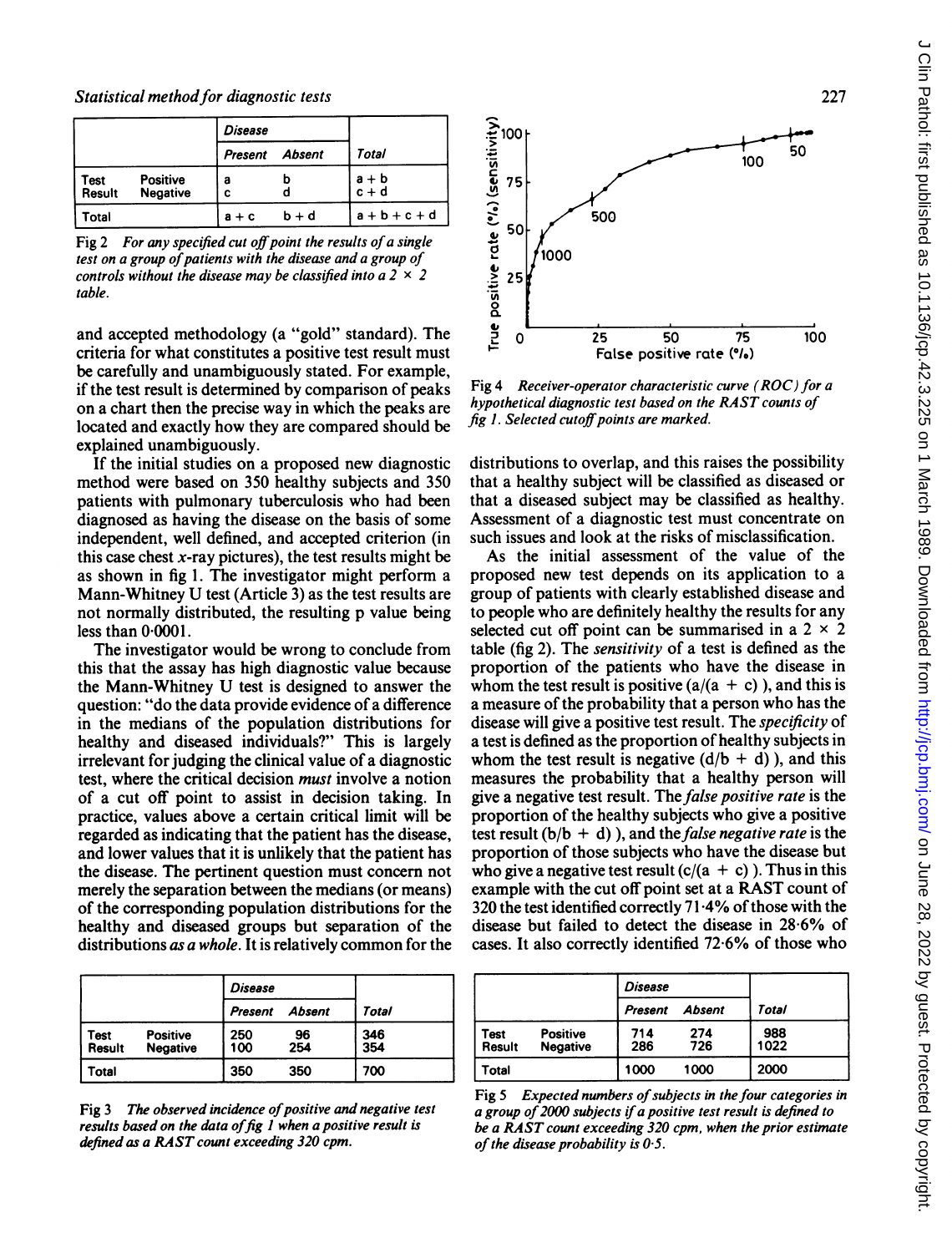| | | Disease | | |
|---|---|---|---|---|
| | | Present | Absent | Total |
| Test Result | Positive | a | b | a + b |
| | Negative | c | d | c + d |
| Total | | a + c | b + d | a + b + c + d |

Fig 2 *For any specified cut off point the results of a single test on a group of patients with the disease and a group of controls without the disease may be classified into a 2 × 2 table.*

and accepted methodology (a "gold" standard). The criteria for what constitutes a positive test result must be carefully and unambiguously stated. For example, if the test result is determined by comparison of peaks on a chart then the precise way in which the peaks are located and exactly how they are compared should be explained unambiguously.

If the initial studies on a proposed new diagnostic method were based on 350 healthy subjects and 350 patients with pulmonary tuberculosis who had been diagnosed as having the disease on the basis of some independent, well defined, and accepted criterion (in this case chest $x$-ray pictures), the test results might be as shown in fig 1. The investigator might perform a Mann-Whitney U test (Article 3) as the test results are not normally distributed, the resulting p value being less than 0·0001.

The investigator would be wrong to conclude from this that the assay has high diagnostic value because the Mann-Whitney U test is designed to answer the question: "do the data provide evidence of a difference in the medians of the population distributions for healthy and diseased individuals?" This is largely irrelevant for judging the clinical value of a diagnostic test, where the critical decision *must* involve a notion of a cut off point to assist in decision taking. In practice, values above a certain critical limit will be regarded as indicating that the patient has the disease, and lower values that it is unlikely that the patient has the disease. The pertinent question must concern not merely the separation between the medians (or means) of the corresponding population distributions for the healthy and diseased groups but separation of the distributions *as a whole*. It is relatively common for the distributions to overlap, and this raises the possibility that a healthy subject will be classified as diseased or that a diseased subject may be classified as healthy. Assessment of a diagnostic test must concentrate on such issues and look at the risks of misclassification.

Fig 4 *Receiver-operator characteristic curve (ROC) for a hypothetical diagnostic test based on the RAST counts of fig 1. Selected cutoff points are marked.*

As the initial assessment of the value of the proposed new test depends on its application to a group of patients with clearly established disease and to people who are definitely healthy the results for any selected cut off point can be summarised in a 2 × 2 table (fig 2). The *sensitivity* of a test is defined as the proportion of the patients who have the disease in whom the test result is positive (a/(a + c) ), and this is a measure of the probability that a person who has the disease will give a positive test result. The *specificity* of a test is defined as the proportion of healthy subjects in whom the test result is negative (d/b + d) ), and this measures the probability that a healthy person will give a negative test result. The *false positive rate* is the proportion of the healthy subjects who give a positive test result (b/b + d) ), and the *false negative rate* is the proportion of those subjects who have the disease but who give a negative test result (c/(a + c) ). Thus in this example with the cut off point set at a RAST count of 320 the test identified correctly 71·4% of those with the disease but failed to detect the disease in 28·6% of cases. It also correctly identified 72·6% of those who

| | | Disease | | |
|---|---|---|---|---|
| | | Present | Absent | Total |
| Test Result | Positive | 250 | 96 | 346 |
| | Negative | 100 | 254 | 354 |
| Total | | 350 | 350 | 700 |

Fig 3 *The observed incidence of positive and negative test results based on the data of fig 1 when a positive result is defined as a RAST count exceeding 320 cpm.*

| | | Disease | | |
|---|---|---|---|---|
| | | Present | Absent | Total |
| Test Result | Positive | 714 | 274 | 988 |
| | Negative | 286 | 726 | 1022 |
| Total | | 1000 | 1000 | 2000 |

Fig 5 *Expected numbers of subjects in the four categories in a group of 2000 subjects if a positive test result is defined to be a RAST count exceeding 320 cpm, when the prior estimate of the disease probability is 0·5.*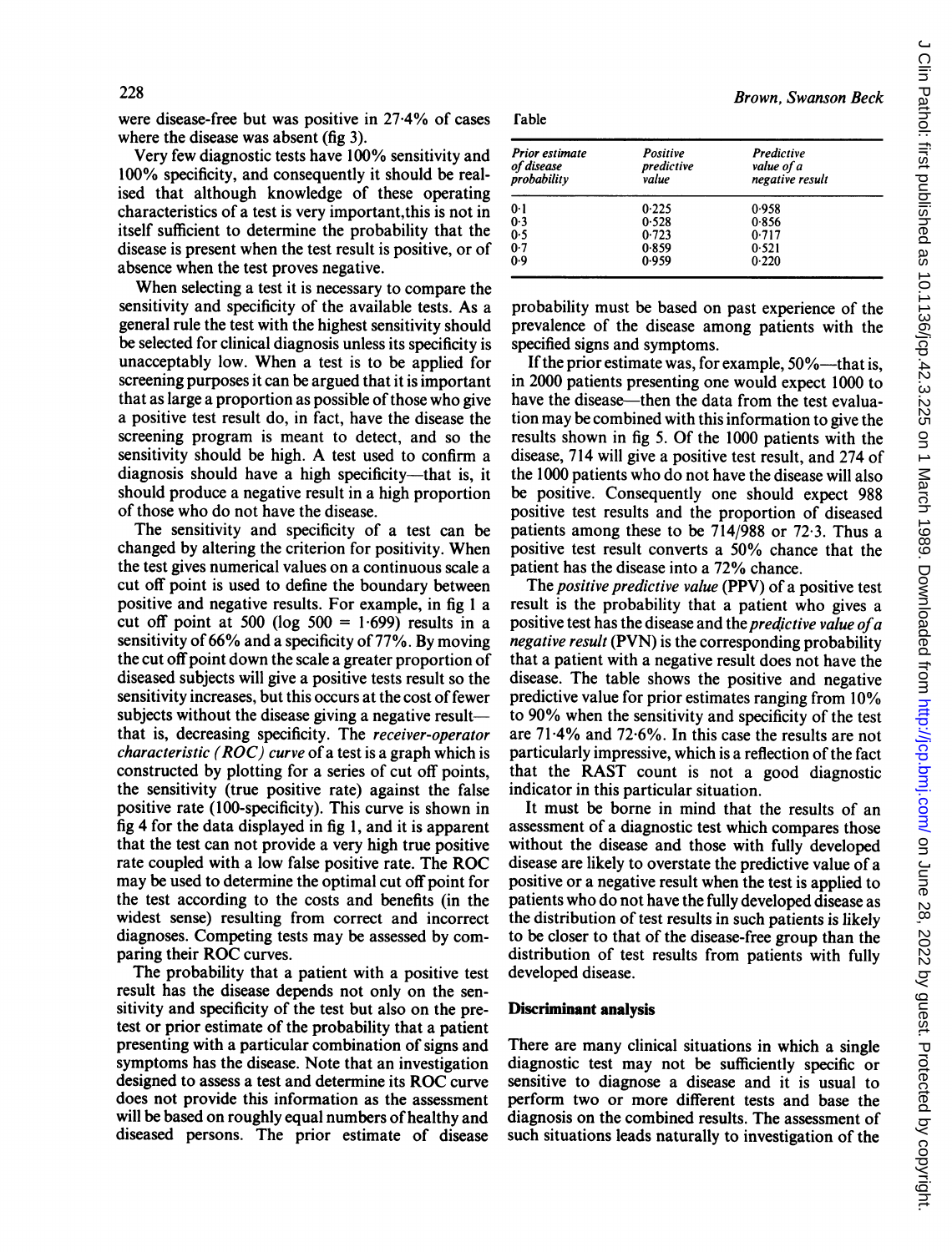were disease-free but was positive in 27·4% of cases where the disease was absent (fig 3).

Very few diagnostic tests have 100% sensitivity and 100% specificity, and consequently it should be realised that although knowledge of these operating characteristics of a test is very important, this is not in itself sufficient to determine the probability that the disease is present when the test result is positive, or of absence when the test proves negative.

When selecting a test it is necessary to compare the sensitivity and specificity of the available tests. As a general rule the test with the highest sensitivity should be selected for clinical diagnosis unless its specificity is unacceptably low. When a test is to be applied for screening purposes it can be argued that it is important that as large a proportion as possible of those who give a positive test result do, in fact, have the disease the screening program is meant to detect, and so the sensitivity should be high. A test used to confirm a diagnosis should have a high specificity—that is, it should produce a negative result in a high proportion of those who do not have the disease.

The sensitivity and specificity of a test can be changed by altering the criterion for positivity. When the test gives numerical values on a continuous scale a cut off point is used to define the boundary between positive and negative results. For example, in fig 1 a cut off point at 500 (log 500 = 1·699) results in a sensitivity of 66% and a specificity of 77%. By moving the cut off point down the scale a greater proportion of diseased subjects will give a positive tests result so the sensitivity increases, but this occurs at the cost of fewer subjects without the disease giving a negative result—that is, decreasing specificity. The *receiver-operator characteristic (ROC) curve* of a test is a graph which is constructed by plotting for a series of cut off points, the sensitivity (true positive rate) against the false positive rate (100-specificity). This curve is shown in fig 4 for the data displayed in fig 1, and it is apparent that the test can not provide a very high true positive rate coupled with a low false positive rate. The ROC may be used to determine the optimal cut off point for the test according to the costs and benefits (in the widest sense) resulting from correct and incorrect diagnoses. Competing tests may be assessed by comparing their ROC curves.

The probability that a patient with a positive test result has the disease depends not only on the sensitivity and specificity of the test but also on the pretest or prior estimate of the probability that a patient presenting with a particular combination of signs and symptoms has the disease. Note that an investigation designed to assess a test and determine its ROC curve does not provide this information as the assessment will be based on roughly equal numbers of healthy and diseased persons. The prior estimate of disease probability must be based on past experience of the prevalence of the disease among patients with the specified signs and symptoms.

Table

| *Prior estimate of disease probability* | *Positive predictive value* | *Predictive value of a negative result* |
|---|---|---|
| 0·1 | 0·225 | 0·958 |
| 0·3 | 0·528 | 0·856 |
| 0·5 | 0·723 | 0·717 |
| 0·7 | 0·859 | 0·521 |
| 0·9 | 0·959 | 0·220 |

If the prior estimate was, for example, 50%—that is, in 2000 patients presenting one would expect 1000 to have the disease—then the data from the test evaluation may be combined with this information to give the results shown in fig 5. Of the 1000 patients with the disease, 714 will give a positive test result, and 274 of the 1000 patients who do not have the disease will also be positive. Consequently one should expect 988 positive test results and the proportion of diseased patients among these to be 714/988 or 72·3. Thus a positive test result converts a 50% chance that the patient has the disease into a 72% chance.

The *positive predictive value* (PPV) of a positive test result is the probability that a patient who gives a positive test has the disease and the *predictive value of a negative result* (PVN) is the corresponding probability that a patient with a negative result does not have the disease. The table shows the positive and negative predictive value for prior estimates ranging from 10% to 90% when the sensitivity and specificity of the test are 71·4% and 72·6%. In this case the results are not particularly impressive, which is a reflection of the fact that the RAST count is not a good diagnostic indicator in this particular situation.

It must be borne in mind that the results of an assessment of a diagnostic test which compares those without the disease and those with fully developed disease are likely to overstate the predictive value of a positive or a negative result when the test is applied to patients who do not have the fully developed disease as the distribution of test results in such patients is likely to be closer to that of the disease-free group than the distribution of test results from patients with fully developed disease.

## Discriminant analysis

There are many clinical situations in which a single diagnostic test may not be sufficiently specific or sensitive to diagnose a disease and it is usual to perform two or more different tests and base the diagnosis on the combined results. The assessment of such situations leads naturally to investigation of the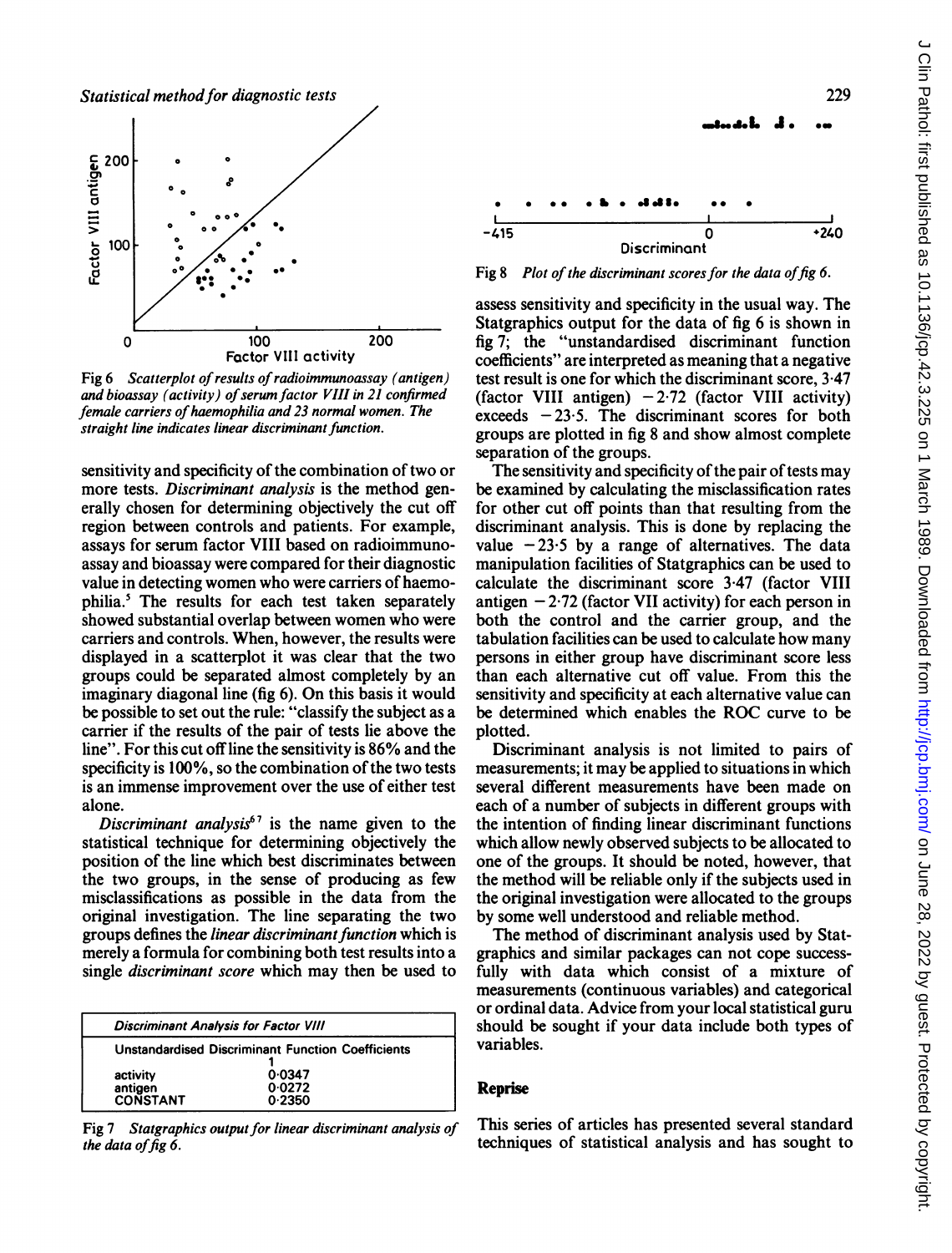Fig 6 *Scatterplot of results of radioimmunoassay (antigen) and bioassay (activity) of serum factor VIII in 21 confirmed female carriers of haemophilia and 23 normal women. The straight line indicates linear discriminant function.*

sensitivity and specificity of the combination of two or more tests. *Discriminant analysis* is the method generally chosen for determining objectively the cut off region between controls and patients. For example, assays for serum factor VIII based on radioimmunoassay and bioassay were compared for their diagnostic value in detecting women who were carriers of haemophilia.[5] The results for each test taken separately showed substantial overlap between women who were carriers and controls. When, however, the results were displayed in a scatterplot it was clear that the two groups could be separated almost completely by an imaginary diagonal line (fig 6). On this basis it would be possible to set out the rule: "classify the subject as a carrier if the results of the pair of tests lie above the line". For this cut off line the sensitivity is 86% and the specificity is 100%, so the combination of the two tests is an immense improvement over the use of either test alone.

*Discriminant analysis*[6,7] is the name given to the statistical technique for determining objectively the position of the line which best discriminates between the two groups, in the sense of producing as few misclassifications as possible in the data from the original investigation. The line separating the two groups defines the *linear discriminant function* which is merely a formula for combining both test results into a single *discriminant score* which may then be used to

| Discriminant Analysis for Factor VIII | |
|---|---|
| Unstandardised Discriminant Function Coefficients | |
| | 1 |
| activity | 0·0347 |
| antigen | 0·0272 |
| CONSTANT | 0·2350 |

Fig 7 *Statgraphics output for linear discriminant analysis of the data of fig 6.*

Fig 8 *Plot of the discriminant scores for the data of fig 6.*

assess sensitivity and specificity in the usual way. The Statgraphics output for the data of fig 6 is shown in fig 7; the "unstandardised discriminant function coefficients" are interpreted as meaning that a negative test result is one for which the discriminant score, 3·47 (factor VIII antigen) − 2·72 (factor VIII activity) exceeds − 23·5. The discriminant scores for both groups are plotted in fig 8 and show almost complete separation of the groups.

The sensitivity and specificity of the pair of tests may be examined by calculating the misclassification rates for other cut off points than that resulting from the discriminant analysis. This is done by replacing the value − 23·5 by a range of alternatives. The data manipulation facilities of Statgraphics can be used to calculate the discriminant score 3·47 (factor VIII antigen − 2·72 (factor VII activity) for each person in both the control and the carrier group, and the tabulation facilities can be used to calculate how many persons in either group have discriminant score less than each alternative cut off value. From this the sensitivity and specificity at each alternative value can be determined which enables the ROC curve to be plotted.

Discriminant analysis is not limited to pairs of measurements; it may be applied to situations in which several different measurements have been made on each of a number of subjects in different groups with the intention of finding linear discriminant functions which allow newly observed subjects to be allocated to one of the groups. It should be noted, however, that the method will be reliable only if the subjects used in the original investigation were allocated to the groups by some well understood and reliable method.

The method of discriminant analysis used by Statgraphics and similar packages can not cope successfully with data which consist of a mixture of measurements (continuous variables) and categorical or ordinal data. Advice from your local statistical guru should be sought if your data include both types of variables.

## Reprise

This series of articles has presented several standard techniques of statistical analysis and has sought to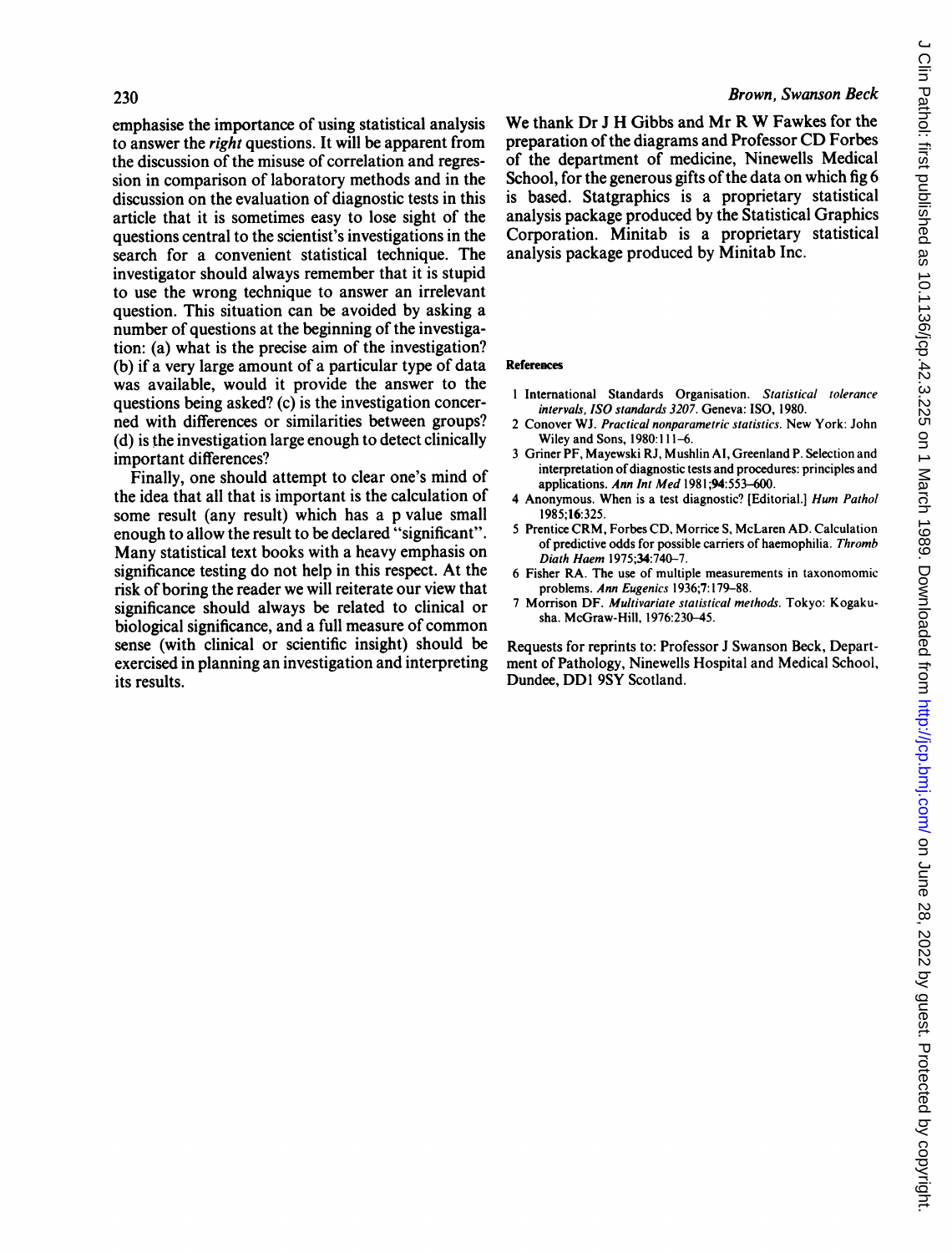emphasise the importance of using statistical analysis to answer the *right* questions. It will be apparent from the discussion of the misuse of correlation and regression in comparison of laboratory methods and in the discussion on the evaluation of diagnostic tests in this article that it is sometimes easy to lose sight of the questions central to the scientist's investigations in the search for a convenient statistical technique. The investigator should always remember that it is stupid to use the wrong technique to answer an irrelevant question. This situation can be avoided by asking a number of questions at the beginning of the investigation: (a) what is the precise aim of the investigation? (b) if a very large amount of a particular type of data was available, would it provide the answer to the questions being asked? (c) is the investigation concerned with differences or similarities between groups? (d) is the investigation large enough to detect clinically important differences?

Finally, one should attempt to clear one's mind of the idea that all that is important is the calculation of some result (any result) which has a p value small enough to allow the result to be declared "significant". Many statistical text books with a heavy emphasis on significance testing do not help in this respect. At the risk of boring the reader we will reiterate our view that significance should always be related to clinical or biological significance, and a full measure of common sense (with clinical or scientific insight) should be exercised in planning an investigation and interpreting its results.

We thank Dr J H Gibbs and Mr R W Fawkes for the preparation of the diagrams and Professor CD Forbes of the department of medicine, Ninewells Medical School, for the generous gifts of the data on which fig 6 is based. Statgraphics is a proprietary statistical analysis package produced by the Statistical Graphics Corporation. Minitab is a proprietary statistical analysis package produced by Minitab Inc.

#### References

1. International Standards Organisation. *Statistical tolerance intervals, ISO standards 3207*. Geneva: ISO, 1980.
2. Conover WJ. *Practical nonparametric statistics*. New York: John Wiley and Sons, 1980:111–6.
3. Griner PF, Mayewski RJ, Mushlin AI, Greenland P. Selection and interpretation of diagnostic tests and procedures: principles and applications. *Ann Int Med* 1981;**94**:553–600.
4. Anonymous. When is a test diagnostic? [Editorial.] *Hum Pathol* 1985;**16**:325.
5. Prentice CRM, Forbes CD, Morrice S, McLaren AD. Calculation of predictive odds for possible carriers of haemophilia. *Thromb Diath Haem* 1975;**34**:740–7.
6. Fisher RA. The use of multiple measurements in taxonomomic problems. *Ann Eugenics* 1936;7:179–88.
7. Morrison DF. *Multivariate statistical methods*. Tokyo: Kogakusha. McGraw-Hill, 1976:230–45.

Requests for reprints to: Professor J Swanson Beck, Department of Pathology, Ninewells Hospital and Medical School, Dundee, DD1 9SY Scotland.